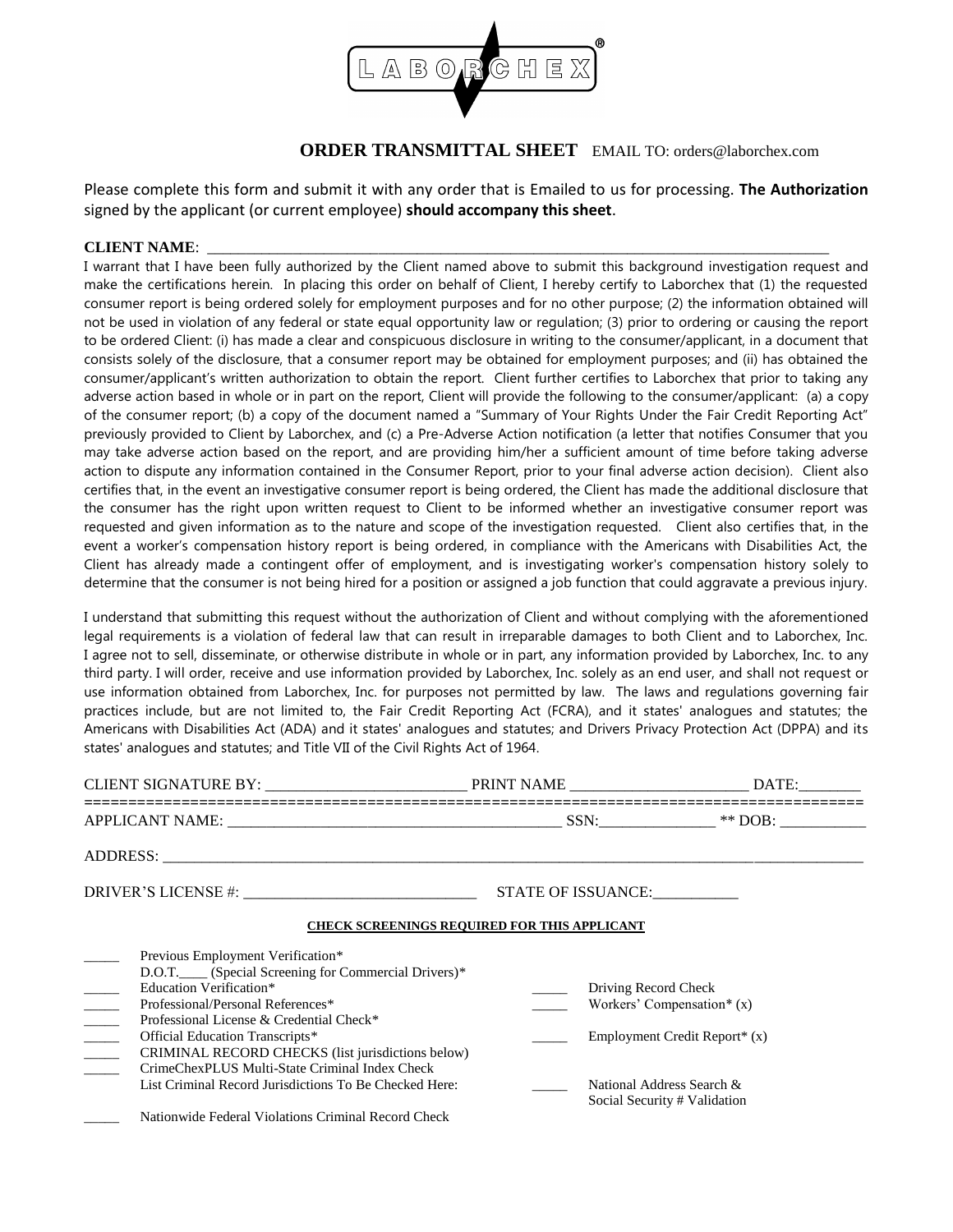LABORCHEX®

**ORDER TRANSMITTAL SHEET** EMAIL TO: orders@laborchex.com

Please complete this form and submit it with any order that is Emailed to us for processing. **The Authorization** signed by the applicant (or current employee) **should accompany this sheet**.

**CLIENT NAME**: ______________________________________________________________________________

I warrant that I have been fully authorized by the Client named above to submit this background investigation request and make the certifications herein. In placing this order on behalf of Client, I hereby certify to Laborchex that (1) the requested consumer report is being ordered solely for employment purposes and for no other purpose; (2) the information obtained will not be used in violation of any federal or state equal opportunity law or regulation; (3) prior to ordering or causing the report to be ordered Client: (i) has made a clear and conspicuous disclosure in writing to the consumer/applicant, in a document that consists solely of the disclosure, that a consumer report may be obtained for employment purposes; and (ii) has obtained the consumer/applicant's written authorization to obtain the report. Client further certifies to Laborchex that prior to taking any adverse action based in whole or in part on the report, Client will provide the following to the consumer/applicant: (a) a copy of the consumer report; (b) a copy of the document named a "Summary of Your Rights Under the Fair Credit Reporting Act" previously provided to Client by Laborchex, and (c) a Pre-Adverse Action notification (a letter that notifies Consumer that you may take adverse action based on the report, and are providing him/her a sufficient amount of time before taking adverse action to dispute any information contained in the Consumer Report, prior to your final adverse action decision). Client also certifies that, in the event an investigative consumer report is being ordered, the Client has made the additional disclosure that the consumer has the right upon written request to Client to be informed whether an investigative consumer report was requested and given information as to the nature and scope of the investigation requested. Client also certifies that, in the event a worker's compensation history report is being ordered, in compliance with the Americans with Disabilities Act, the Client has already made a contingent offer of employment, and is investigating worker's compensation history solely to determine that the consumer is not being hired for a position or assigned a job function that could aggravate a previous injury.

I understand that submitting this request without the authorization of Client and without complying with the aforementioned legal requirements is a violation of federal law that can result in irreparable damages to both Client and to Laborchex, Inc. I agree not to sell, disseminate, or otherwise distribute in whole or in part, any information provided by Laborchex, Inc. to any third party. I will order, receive and use information provided by Laborchex, Inc. solely as an end user, and shall not request or use information obtained from Laborchex, Inc. for purposes not permitted by law. The laws and regulations governing fair practices include, but are not limited to, the Fair Credit Reporting Act (FCRA), and it states' analogues and statutes; the Americans with Disabilities Act (ADA) and it states' analogues and statutes; and Drivers Privacy Protection Act (DPPA) and its states' analogues and statutes; and Title VII of the Civil Rights Act of 1964.

CLIENT SIGNATURE BY: ___________________________ PRINT NAME ________________________ DATE:________

================================================================================

APPLICANT NAME: ______________________________________________ SSN:________________ ** DOB: ____________

ADDRESS: ______________________________________________________________________________________

DRIVER'S LICENSE #: _______________________________ STATE OF ISSUANCE:___________

**CHECK SCREENINGS REQUIRED FOR THIS APPLICANT**

_____ Previous Employment Verification*
D.O.T.____ (Special Screening for Commercial Drivers)*
_____ Education Verification*
_____ Professional/Personal References*
_____ Professional License & Credential Check*
_____ Official Education Transcripts*
_____ CRIMINAL RECORD CHECKS (list jurisdictions below)
_____ CrimeChexPLUS Multi-State Criminal Index Check
List Criminal Record Jurisdictions To Be Checked Here:

_____ Nationwide Federal Violations Criminal Record Check

_____ Driving Record Check
_____ Workers' Compensation* (x)

_____ Employment Credit Report* (x)

_____ National Address Search & Social Security # Validation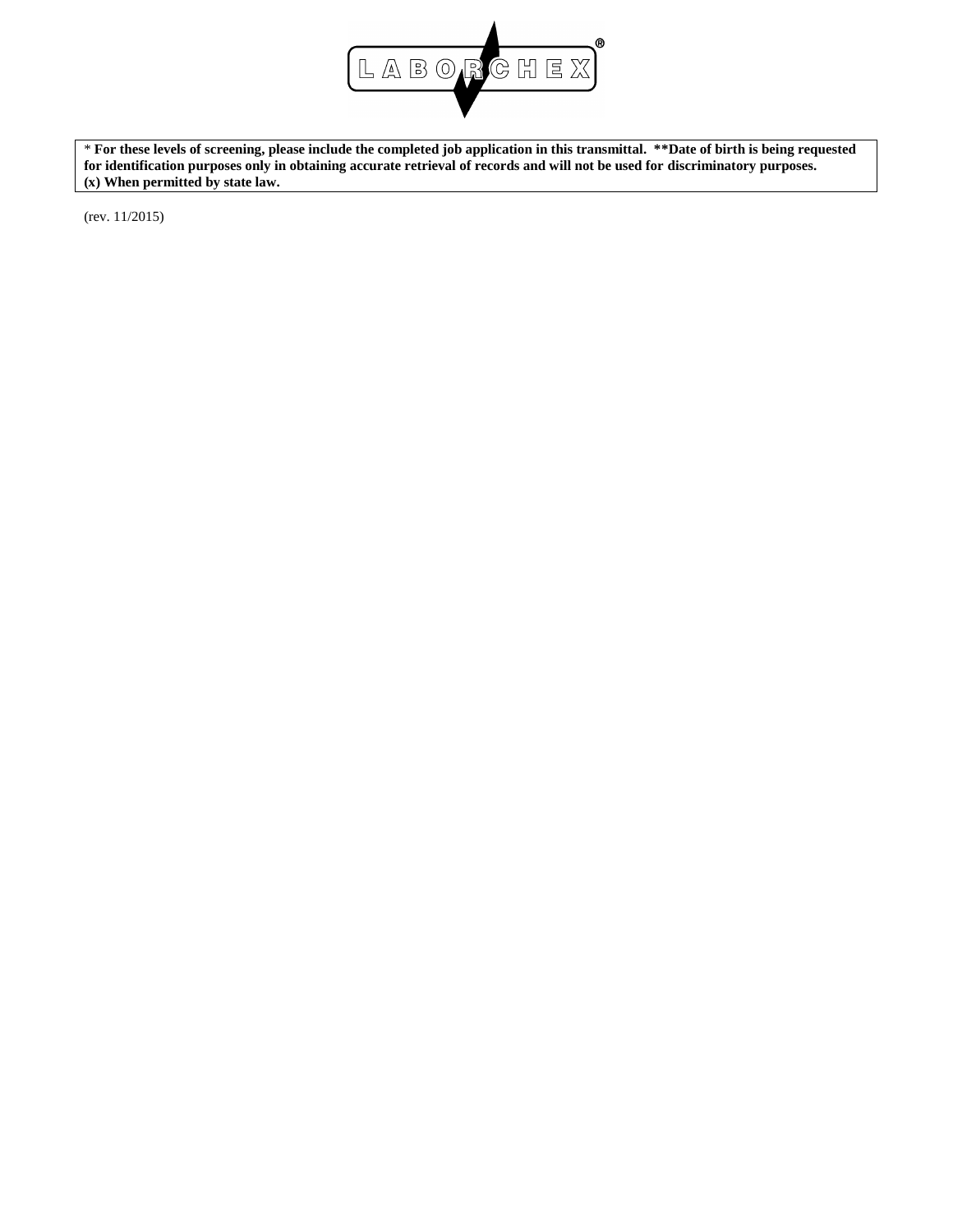LABORCHEX®

* **For these levels of screening, please include the completed job application in this transmittal. **Date of birth is being requested for identification purposes only in obtaining accurate retrieval of records and will not be used for discriminatory purposes. (x) When permitted by state law.**

(rev. 11/2015)